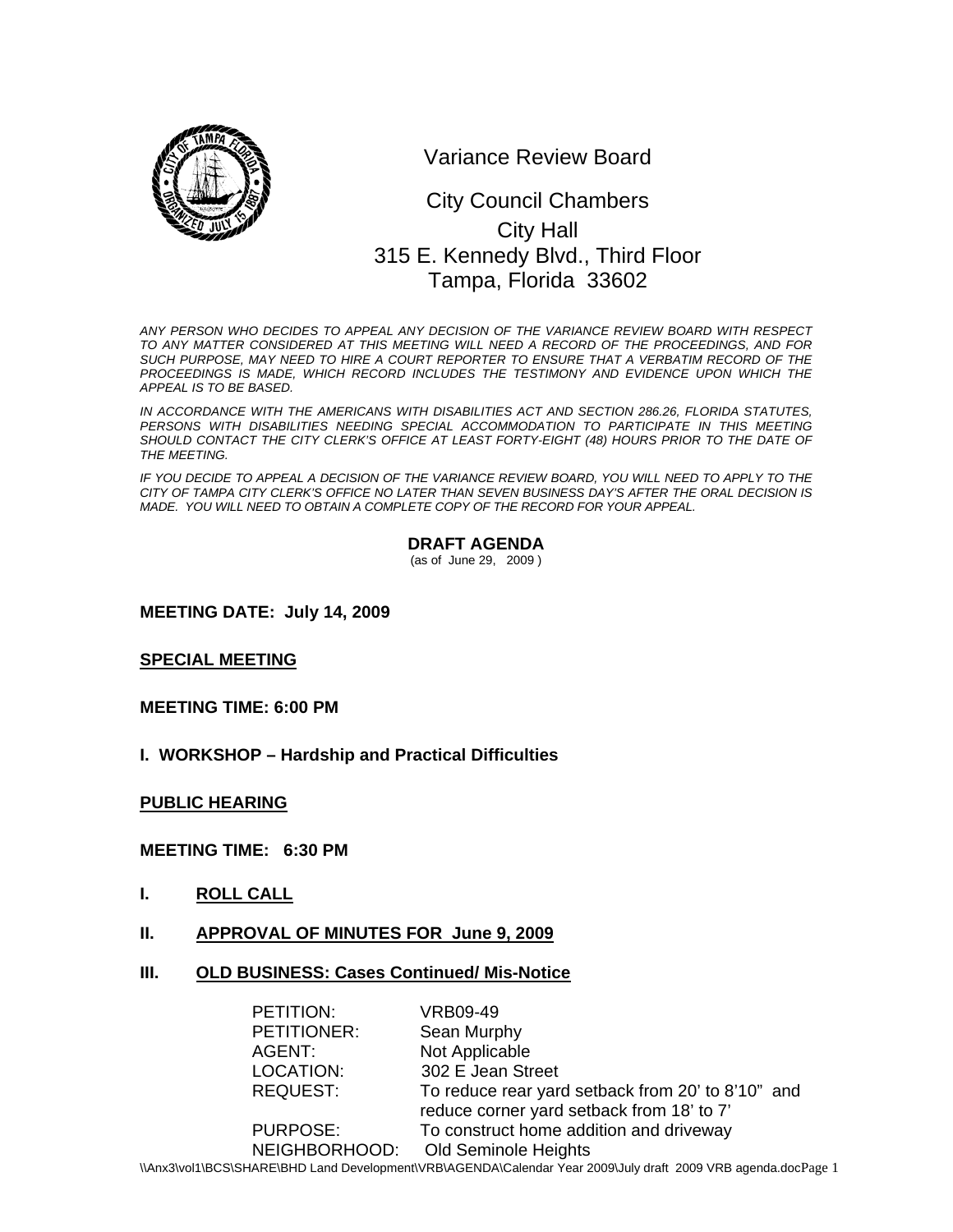# Variance Review Board

City Council Chambers
City Hall
315 E. Kennedy Blvd., Third Floor
Tampa, Florida 33602

*ANY PERSON WHO DECIDES TO APPEAL ANY DECISION OF THE VARIANCE REVIEW BOARD WITH RESPECT TO ANY MATTER CONSIDERED AT THIS MEETING WILL NEED A RECORD OF THE PROCEEDINGS, AND FOR SUCH PURPOSE, MAY NEED TO HIRE A COURT REPORTER TO ENSURE THAT A VERBATIM RECORD OF THE PROCEEDINGS IS MADE, WHICH RECORD INCLUDES THE TESTIMONY AND EVIDENCE UPON WHICH THE APPEAL IS TO BE BASED.*

*IN ACCORDANCE WITH THE AMERICANS WITH DISABILITIES ACT AND SECTION 286.26, FLORIDA STATUTES, PERSONS WITH DISABILITIES NEEDING SPECIAL ACCOMMODATION TO PARTICIPATE IN THIS MEETING SHOULD CONTACT THE CITY CLERK'S OFFICE AT LEAST FORTY-EIGHT (48) HOURS PRIOR TO THE DATE OF THE MEETING.*

*IF YOU DECIDE TO APPEAL A DECISION OF THE VARIANCE REVIEW BOARD, YOU WILL NEED TO APPLY TO THE CITY OF TAMPA CITY CLERK'S OFFICE NO LATER THAN SEVEN BUSINESS DAY'S AFTER THE ORAL DECISION IS MADE. YOU WILL NEED TO OBTAIN A COMPLETE COPY OF THE RECORD FOR YOUR APPEAL.*

**DRAFT AGENDA**
(as of June 29, 2009 )

**MEETING DATE: July 14, 2009**

**SPECIAL MEETING**

**MEETING TIME: 6:00 PM**

**I. WORKSHOP – Hardship and Practical Difficulties**

**PUBLIC HEARING**

**MEETING TIME: 6:30 PM**

**I. ROLL CALL**

**II. APPROVAL OF MINUTES FOR June 9, 2009**

**III. OLD BUSINESS: Cases Continued/ Mis-Notice**

PETITION: VRB09-49
PETITIONER: Sean Murphy
AGENT: Not Applicable
LOCATION: 302 E Jean Street
REQUEST: To reduce rear yard setback from 20' to 8'10" and reduce corner yard setback from 18' to 7'
PURPOSE: To construct home addition and driveway
NEIGHBORHOOD: Old Seminole Heights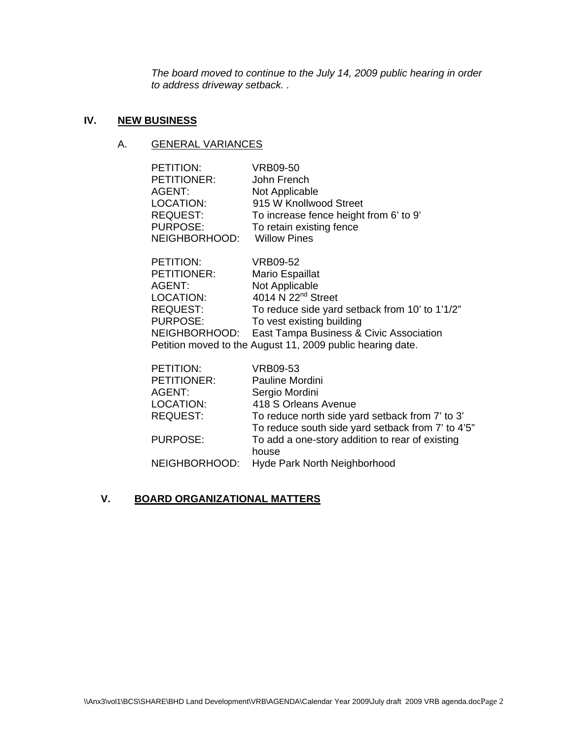*The board moved to continue to the July 14, 2009 public hearing in order to address driveway setback. .*

## IV. NEW BUSINESS

### A. GENERAL VARIANCES

| | |
|---|---|
| PETITION: | VRB09-50 |
| PETITIONER: | John French |
| AGENT: | Not Applicable |
| LOCATION: | 915 W Knollwood Street |
| REQUEST: | To increase fence height from 6' to 9' |
| PURPOSE: | To retain existing fence |
| NEIGHBORHOOD: | Willow Pines |

| | |
|---|---|
| PETITION: | VRB09-52 |
| PETITIONER: | Mario Espaillat |
| AGENT: | Not Applicable |
| LOCATION: | 4014 N 22nd Street |
| REQUEST: | To reduce side yard setback from 10' to 1'1/2" |
| PURPOSE: | To vest existing building |
| NEIGHBORHOOD: | East Tampa Business & Civic Association |

Petition moved to the August 11, 2009 public hearing date.

| | |
|---|---|
| PETITION: | VRB09-53 |
| PETITIONER: | Pauline Mordini |
| AGENT: | Sergio Mordini |
| LOCATION: | 418 S Orleans Avenue |
| REQUEST: | To reduce north side yard setback from 7' to 3'<br>To reduce south side yard setback from 7' to 4'5" |
| PURPOSE: | To add a one-story addition to rear of existing house |
| NEIGHBORHOOD: | Hyde Park North Neighborhood |

## V. BOARD ORGANIZATIONAL MATTERS